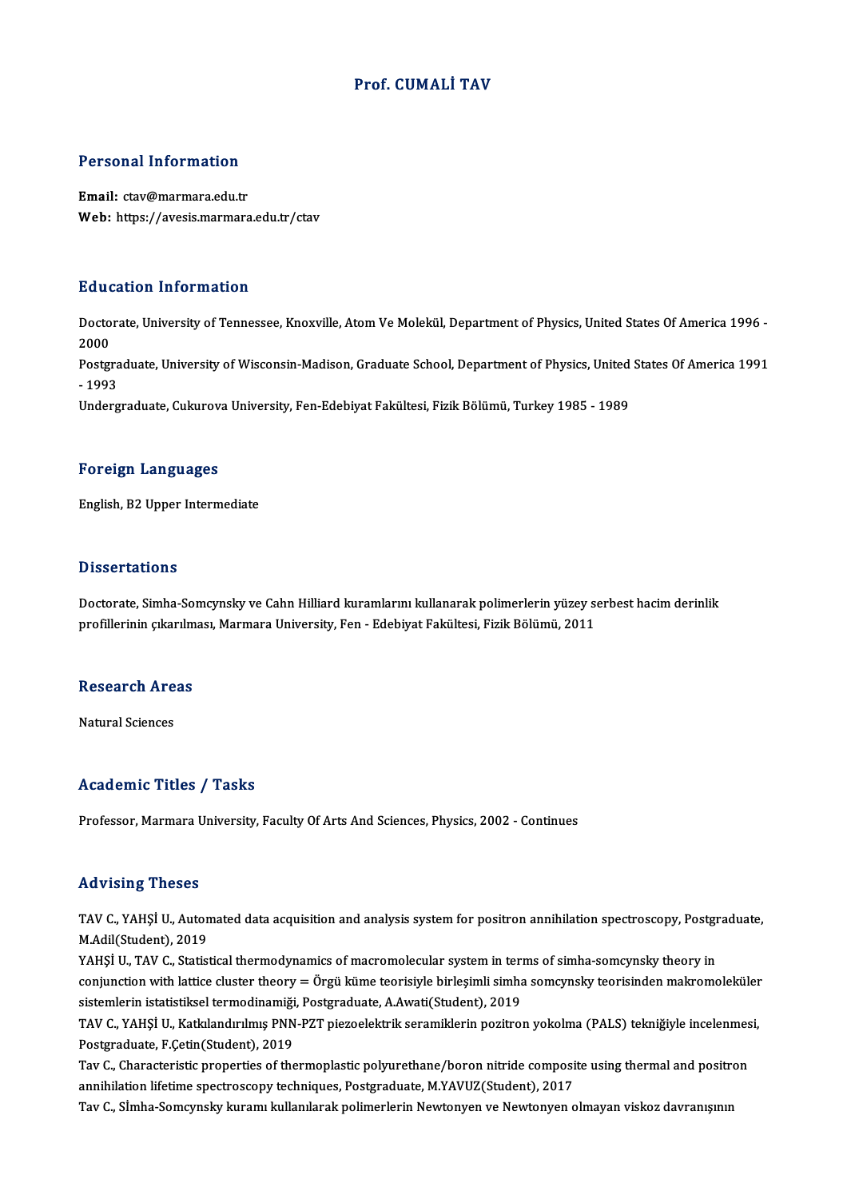# Prof. CUMALİ TAV

## Personal Information

**Email:** ctav@marmara.edu.tr
**Web:** https://avesis.marmara.edu.tr/ctav

## Education Information

Doctorate, University of Tennessee, Knoxville, Atom Ve Molekül, Department of Physics, United States Of America 1996 - 2000
Postgraduate, University of Wisconsin-Madison, Graduate School, Department of Physics, United States Of America 1991 - 1993
Undergraduate, Cukurova University, Fen-Edebiyat Fakültesi, Fizik Bölümü, Turkey 1985 - 1989

## Foreign Languages

English, B2 Upper Intermediate

## Dissertations

Doctorate, Simha-Somcynsky ve Cahn Hilliard kuramlarını kullanarak polimerlerin yüzey serbest hacim derinlik profillerinin çıkarılması, Marmara University, Fen - Edebiyat Fakültesi, Fizik Bölümü, 2011

## Research Areas

Natural Sciences

## Academic Titles / Tasks

Professor, Marmara University, Faculty Of Arts And Sciences, Physics, 2002 - Continues

## Advising Theses

TAV C., YAHŞİ U., Automated data acquisition and analysis system for positron annihilation spectroscopy, Postgraduate, M.Adil(Student), 2019
YAHŞİ U., TAV C., Statistical thermodynamics of macromolecular system in terms of simha-somcynsky theory in conjunction with lattice cluster theory = Örgü küme teorisiyle birleşimli simha somcynsky teorisinden makromoleküler sistemlerin istatistiksel termodinamiği, Postgraduate, A.Awati(Student), 2019
TAV C., YAHŞİ U., Katkılandırılmış PNN-PZT piezoelektrik seramiklerin pozitron yokolma (PALS) tekniğiyle incelenmesi, Postgraduate, F.Çetin(Student), 2019
Tav C., Characteristic properties of thermoplastic polyurethane/boron nitride composite using thermal and positron annihilation lifetime spectroscopy techniques, Postgraduate, M.YAVUZ(Student), 2017
Tav C., Simha-Somcynsky kuramı kullanılarak polimerlerin Newtonyen ve Newtonyen olmayan viskoz davranışının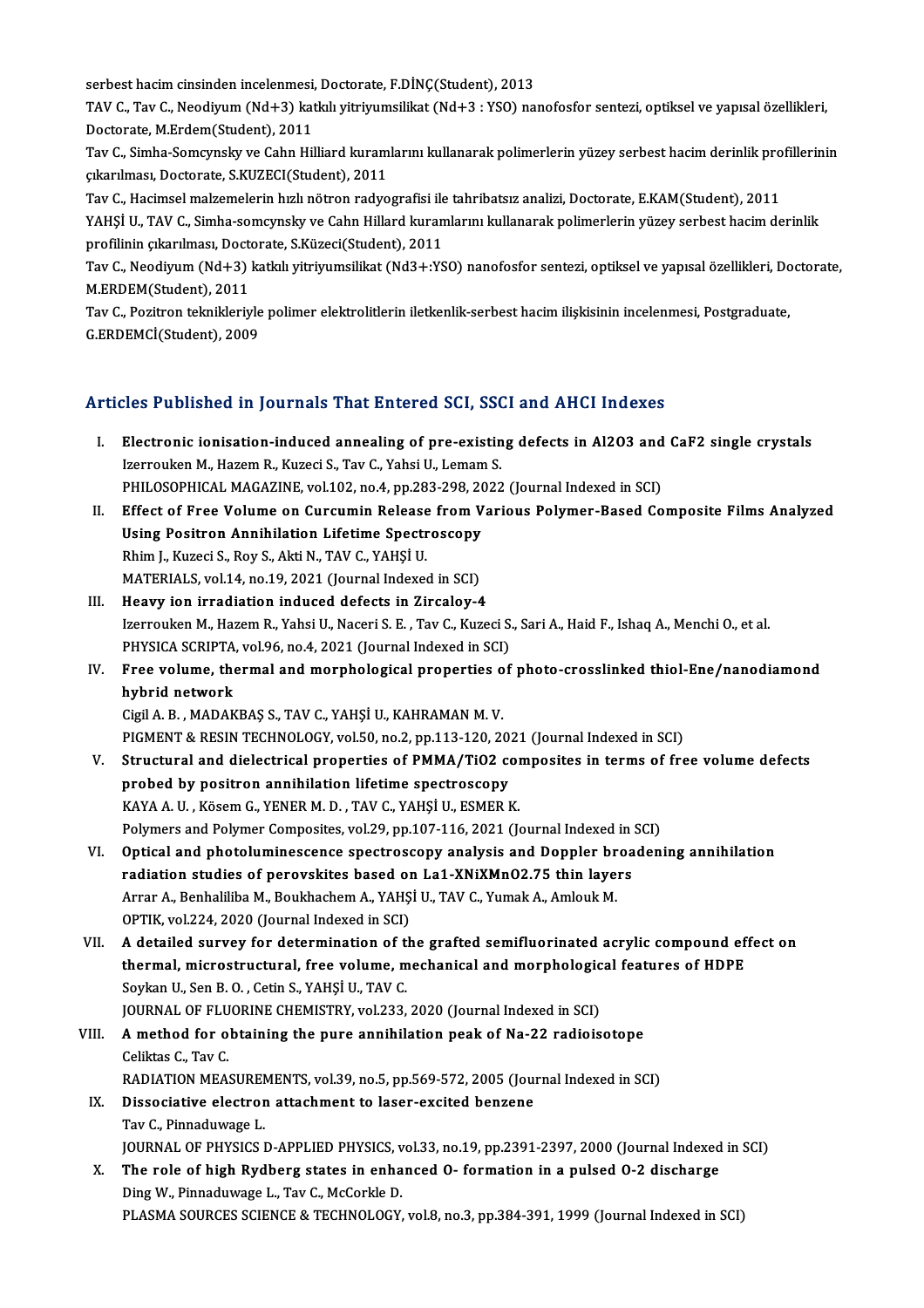serbest hacim cinsinden incelenmesi, Doctorate, F.DİNÇ(Student), 2013

TAV C., Tav C., Neodiyum (Nd+3) katkılı yitriyumsilikat (Nd+3 : YSO) nanofosfor sentezi, optiksel ve yapısal özellikleri, Doctorate, M.Erdem(Student), 2011

Tav C., Simha-Somcynsky ve Cahn Hilliard kuramlarını kullanarak polimerlerin yüzey serbest hacim derinlik profillerinin çıkarılması, Doctorate, S.KUZECI(Student), 2011

Tav C., Hacimsel malzemelerin hızlı nötron radyografisi ile tahribatsız analizi, Doctorate, E.KAM(Student), 2011

YAHŞİ U., TAV C., Simha-somcynsky ve Cahn Hillard kuramlarını kullanarak polimerlerin yüzey serbest hacim derinlik profilinin çıkarılması, Doctorate, S.Küzeci(Student), 2011

Tav C., Neodiyum (Nd+3) katkılı yitriyumsilikat (Nd3+:YSO) nanofosfor sentezi, optiksel ve yapısal özellikleri, Doctorate, M.ERDEM(Student), 2011

Tav C., Pozitron teknikleriyle polimer elektrolitlerin iletkenlik-serbest hacim ilişkisinin incelenmesi, Postgraduate, G.ERDEMCİ(Student), 2009

## Articles Published in Journals That Entered SCI, SSCI and AHCI Indexes

I. **Electronic ionisation-induced annealing of pre-existing defects in Al2O3 and CaF2 single crystals**
   Izerrouken M., Hazem R., Kuzeci S., Tav C., Yahsi U., Lemam S.
   PHILOSOPHICAL MAGAZINE, vol.102, no.4, pp.283-298, 2022 (Journal Indexed in SCI)

II. **Effect of Free Volume on Curcumin Release from Various Polymer-Based Composite Films Analyzed Using Positron Annihilation Lifetime Spectroscopy**
   Rhim J., Kuzeci S., Roy S., Akti N., TAV C., YAHŞİ U.
   MATERIALS, vol.14, no.19, 2021 (Journal Indexed in SCI)

III. **Heavy ion irradiation induced defects in Zircaloy-4**
   Izerrouken M., Hazem R., Yahsi U., Naceri S. E. , Tav C., Kuzeci S., Sari A., Haid F., Ishaq A., Menchi O., et al.
   PHYSICA SCRIPTA, vol.96, no.4, 2021 (Journal Indexed in SCI)

IV. **Free volume, thermal and morphological properties of photo-crosslinked thiol-Ene/nanodiamond hybrid network**
   Cigil A. B. , MADAKBAŞ S., TAV C., YAHŞİ U., KAHRAMAN M. V.
   PIGMENT & RESIN TECHNOLOGY, vol.50, no.2, pp.113-120, 2021 (Journal Indexed in SCI)

V. **Structural and dielectrical properties of PMMA/TiO2 composites in terms of free volume defects probed by positron annihilation lifetime spectroscopy**
   KAYA A. U. , Kösem G., YENER M. D. , TAV C., YAHŞİ U., ESMER K.
   Polymers and Polymer Composites, vol.29, pp.107-116, 2021 (Journal Indexed in SCI)

VI. **Optical and photoluminescence spectroscopy analysis and Doppler broadening annihilation radiation studies of perovskites based on La1-XNiXMnO2.75 thin layers**
   Arrar A., Benhaliliba M., Boukhachem A., YAHŞİ U., TAV C., Yumak A., Amlouk M.
   OPTIK, vol.224, 2020 (Journal Indexed in SCI)

VII. **A detailed survey for determination of the grafted semifluorinated acrylic compound effect on thermal, microstructural, free volume, mechanical and morphological features of HDPE**
   Soykan U., Sen B. O. , Cetin S., YAHŞİ U., TAV C.
   JOURNAL OF FLUORINE CHEMISTRY, vol.233, 2020 (Journal Indexed in SCI)

VIII. **A method for obtaining the pure annihilation peak of Na-22 radioisotope**
   Celiktas C., Tav C.
   RADIATION MEASUREMENTS, vol.39, no.5, pp.569-572, 2005 (Journal Indexed in SCI)

IX. **Dissociative electron attachment to laser-excited benzene**
   Tav C., Pinnaduwage L.
   JOURNAL OF PHYSICS D-APPLIED PHYSICS, vol.33, no.19, pp.2391-2397, 2000 (Journal Indexed in SCI)

X. **The role of high Rydberg states in enhanced O- formation in a pulsed O-2 discharge**
   Ding W., Pinnaduwage L., Tav C., McCorkle D.
   PLASMA SOURCES SCIENCE & TECHNOLOGY, vol.8, no.3, pp.384-391, 1999 (Journal Indexed in SCI)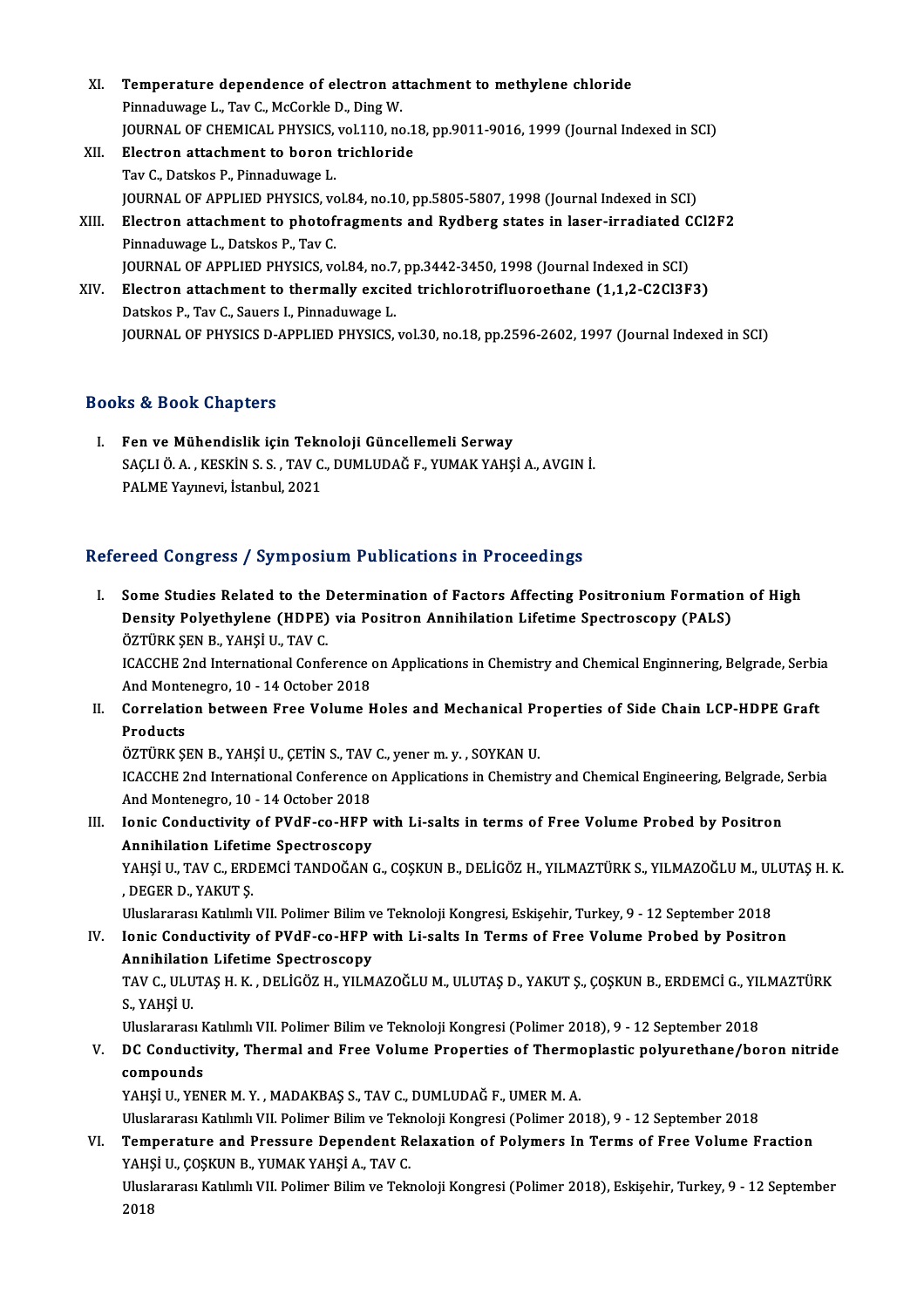XI. **Temperature dependence of electron attachment to methylene chloride**
Pinnaduwage L., Tav C., McCorkle D., Ding W.
JOURNAL OF CHEMICAL PHYSICS, vol.110, no.18, pp.9011-9016, 1999 (Journal Indexed in SCI)

XII. **Electron attachment to boron trichloride**
Tav C., Datskos P., Pinnaduwage L.
JOURNAL OF APPLIED PHYSICS, vol.84, no.10, pp.5805-5807, 1998 (Journal Indexed in SCI)

XIII. **Electron attachment to photofragments and Rydberg states in laser-irradiated CCl2F2**
Pinnaduwage L., Datskos P., Tav C.
JOURNAL OF APPLIED PHYSICS, vol.84, no.7, pp.3442-3450, 1998 (Journal Indexed in SCI)

XIV. **Electron attachment to thermally excited trichlorotrifluoroethane (1,1,2-C2Cl3F3)**
Datskos P., Tav C., Sauers I., Pinnaduwage L.
JOURNAL OF PHYSICS D-APPLIED PHYSICS, vol.30, no.18, pp.2596-2602, 1997 (Journal Indexed in SCI)

## Books & Book Chapters

I. **Fen ve Mühendislik için Teknoloji Güncellemeli Serway**
SAÇLI Ö. A. , KESKİN S. S. , TAV C., DUMLUDAĞ F., YUMAK YAHŞİ A., AVGIN İ.
PALME Yayınevi, İstanbul, 2021

## Refereed Congress / Symposium Publications in Proceedings

I. **Some Studies Related to the Determination of Factors Affecting Positronium Formation of High Density Polyethylene (HDPE) via Positron Annihilation Lifetime Spectroscopy (PALS)**
ÖZTÜRK ŞEN B., YAHŞİ U., TAV C.
ICACCHE 2nd International Conference on Applications in Chemistry and Chemical Enginnering, Belgrade, Serbia And Montenegro, 10 - 14 October 2018

II. **Correlation between Free Volume Holes and Mechanical Properties of Side Chain LCP-HDPE Graft Products**
ÖZTÜRK ŞEN B., YAHŞİ U., ÇETİN S., TAV C., yener m. y. , SOYKAN U.
ICACCHE 2nd International Conference on Applications in Chemistry and Chemical Engineering, Belgrade, Serbia And Montenegro, 10 - 14 October 2018

III. **Ionic Conductivity of PVdF-co-HFP with Li-salts in terms of Free Volume Probed by Positron Annihilation Lifetime Spectroscopy**
YAHŞİ U., TAV C., ERDEMCİ TANDOĞAN G., COŞKUN B., DELİGÖZ H., YILMAZTÜRK S., YILMAZOĞLU M., ULUTAŞ H. K. , DEGER D., YAKUT Ş.
Uluslararası Katılımlı VII. Polimer Bilim ve Teknoloji Kongresi, Eskişehir, Turkey, 9 - 12 September 2018

IV. **Ionic Conductivity of PVdF-co-HFP with Li-salts In Terms of Free Volume Probed by Positron Annihilation Lifetime Spectroscopy**
TAV C., ULUTAŞ H. K. , DELİGÖZ H., YILMAZOĞLU M., ULUTAŞ D., YAKUT Ş., ÇOŞKUN B., ERDEMCİ G., YILMAZTÜRK S., YAHŞİ U.
Uluslararası Katılımlı VII. Polimer Bilim ve Teknoloji Kongresi (Polimer 2018), 9 - 12 September 2018

V. **DC Conductivity, Thermal and Free Volume Properties of Thermoplastic polyurethane/boron nitride compounds**
YAHŞİ U., YENER M. Y. , MADAKBAŞ S., TAV C., DUMLUDAĞ F., UMER M. A.
Uluslararası Katılımlı VII. Polimer Bilim ve Teknoloji Kongresi (Polimer 2018), 9 - 12 September 2018

VI. **Temperature and Pressure Dependent Relaxation of Polymers In Terms of Free Volume Fraction**
YAHŞİ U., ÇOŞKUN B., YUMAK YAHŞİ A., TAV C.
Uluslararası Katılımlı VII. Polimer Bilim ve Teknoloji Kongresi (Polimer 2018), Eskişehir, Turkey, 9 - 12 September 2018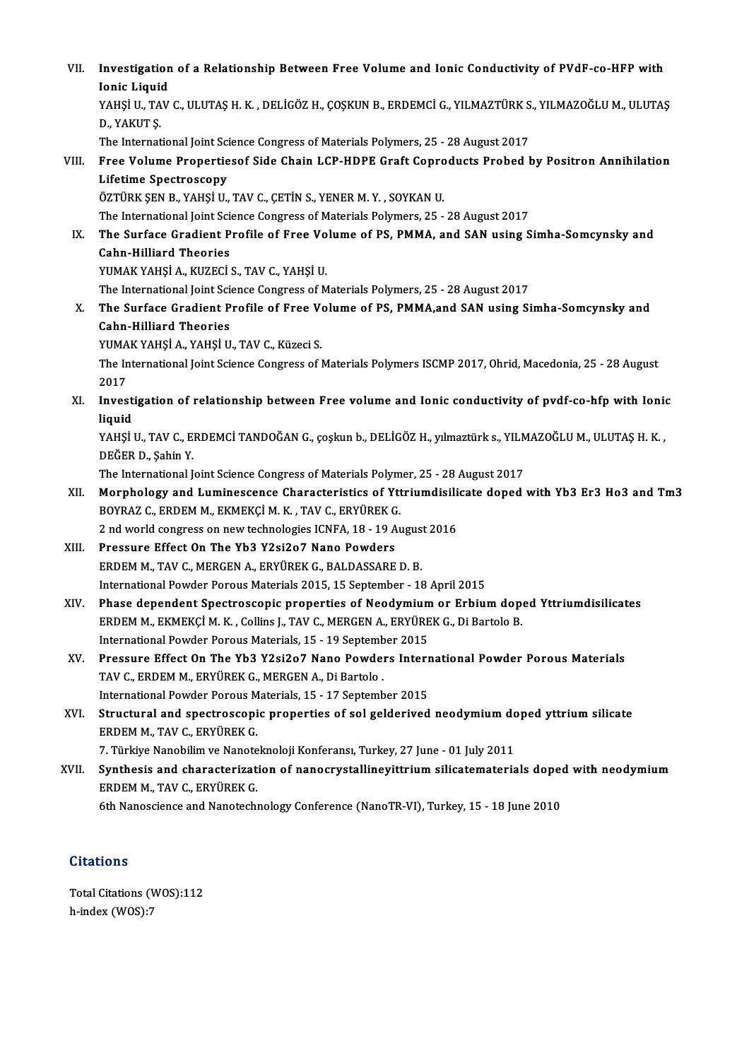VII. **Investigation of a Relationship Between Free Volume and Ionic Conductivity of PVdF-co-HFP with Ionic Liquid**
YAHŞİ U., TAV C., ULUTAŞ H. K. , DELİGÖZ H., ÇOŞKUN B., ERDEMCİ G., YILMAZTÜRK S., YILMAZOĞLU M., ULUTAŞ D., YAKUT Ş.
The International Joint Science Congress of Materials Polymers, 25 - 28 August 2017

VIII. **Free Volume Propertiesof Side Chain LCP-HDPE Graft Coproducts Probed by Positron Annihilation Lifetime Spectroscopy**
ÖZTÜRK ŞEN B., YAHŞİ U., TAV C., ÇETİN S., YENER M. Y. , SOYKAN U.
The International Joint Science Congress of Materials Polymers, 25 - 28 August 2017

IX. **The Surface Gradient Profile of Free Volume of PS, PMMA, and SAN using Simha-Somcynsky and Cahn-Hilliard Theories**
YUMAK YAHŞİ A., KUZECİ S., TAV C., YAHŞİ U.
The International Joint Science Congress of Materials Polymers, 25 - 28 August 2017

X. **The Surface Gradient Profile of Free Volume of PS, PMMA,and SAN using Simha-Somcynsky and Cahn-Hilliard Theories**
YUMAK YAHŞİ A., YAHŞİ U., TAV C., Küzeci S.
The International Joint Science Congress of Materials Polymers ISCMP 2017, Ohrid, Macedonia, 25 - 28 August 2017

XI. **Investigation of relationship between Free volume and Ionic conductivity of pvdf-co-hfp with Ionic liquid**
YAHŞİ U., TAV C., ERDEMCİ TANDOĞAN G., çoşkun b., DELİGÖZ H., yılmaztürk s., YILMAZOĞLU M., ULUTAŞ H. K. , DEĞER D., Şahin Y.
The International Joint Science Congress of Materials Polymer, 25 - 28 August 2017

XII. **Morphology and Luminescence Characteristics of Yttriumdisilicate doped with Yb3 Er3 Ho3 and Tm3**
BOYRAZ C., ERDEM M., EKMEKÇİ M. K. , TAV C., ERYÜREK G.
2 nd world congress on new technologies ICNFA, 18 - 19 August 2016

XIII. **Pressure Effect On The Yb3 Y2si2o7 Nano Powders**
ERDEM M., TAV C., MERGEN A., ERYÜREK G., BALDASSARE D. B.
International Powder Porous Materials 2015, 15 September - 18 April 2015

XIV. **Phase dependent Spectroscopic properties of Neodymium or Erbium doped Yttriumdisilicates**
ERDEM M., EKMEKÇİ M. K. , Collins J., TAV C., MERGEN A., ERYÜREK G., Di Bartolo B.
International Powder Porous Materials, 15 - 19 September 2015

XV. **Pressure Effect On The Yb3 Y2si2o7 Nano Powders International Powder Porous Materials**
TAV C., ERDEM M., ERYÜREK G., MERGEN A., Di Bartolo .
International Powder Porous Materials, 15 - 17 September 2015

XVI. **Structural and spectroscopic properties of sol gelderived neodymium doped yttrium silicate**
ERDEM M., TAV C., ERYÜREK G.
7. Türkiye Nanobilim ve Nanoteknoloji Konferansı, Turkey, 27 June - 01 July 2011

XVII. **Synthesis and characterization of nanocrystallineyittrium silicatematerials doped with neodymium**
ERDEM M., TAV C., ERYÜREK G.
6th Nanoscience and Nanotechnology Conference (NanoTR-VI), Turkey, 15 - 18 June 2010

## Citations

Total Citations (WOS):112
h-index (WOS):7